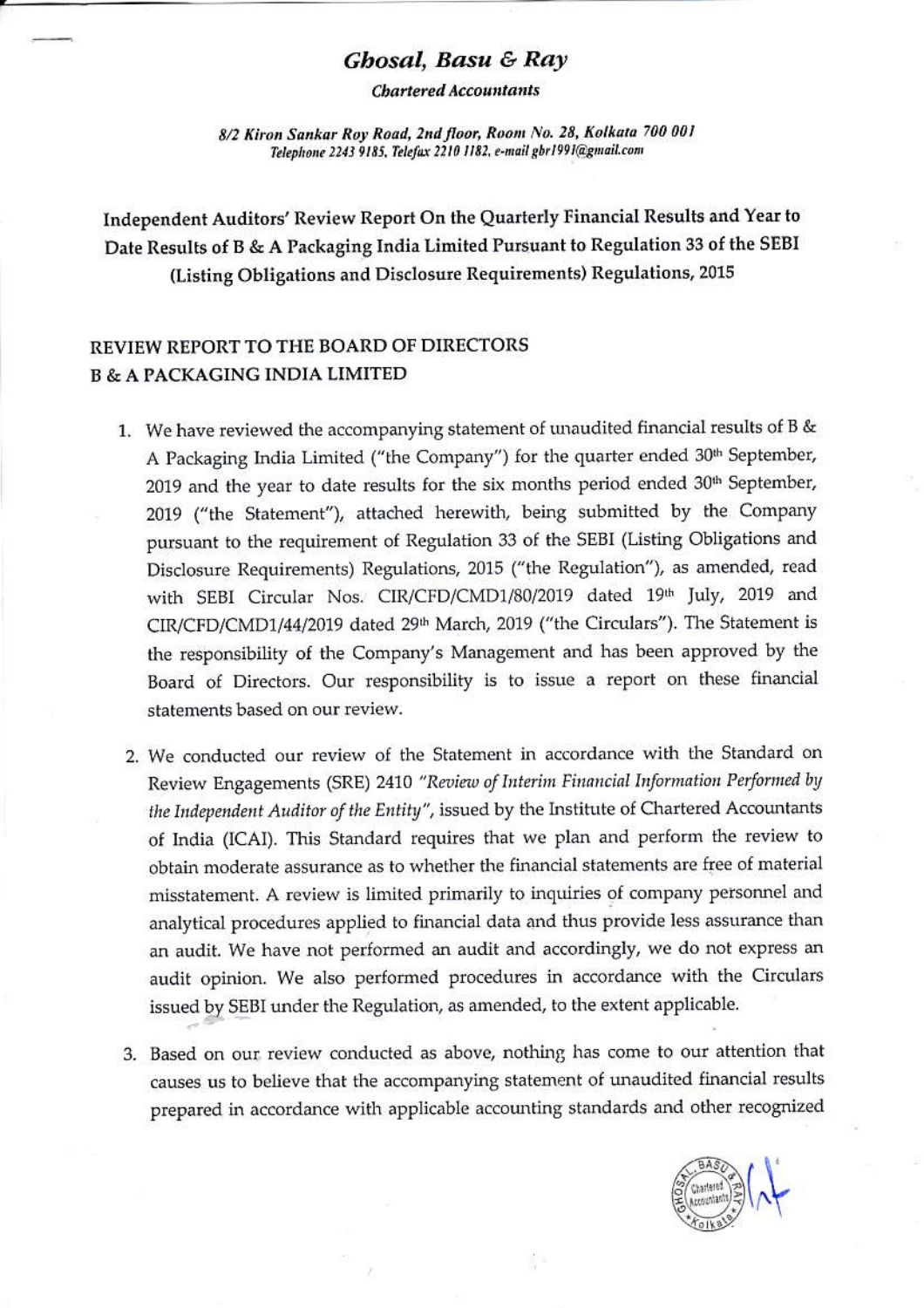# *Ghosal, Basu & Ray*

*Chartered Accountants*

*8/2 Kiron Sankar Roy Road, 2nd floor, Room No. 28, Kolkata 700 001*
*Telephone 2243 9185, Telefax 2210 1182, e-mail gbr1991@gmail.com*

## Independent Auditors' Review Report On the Quarterly Financial Results and Year to Date Results of B & A Packaging India Limited Pursuant to Regulation 33 of the SEBI (Listing Obligations and Disclosure Requirements) Regulations, 2015

### REVIEW REPORT TO THE BOARD OF DIRECTORS
### B & A PACKAGING INDIA LIMITED

1. We have reviewed the accompanying statement of unaudited financial results of B & A Packaging India Limited ("the Company") for the quarter ended 30th September, 2019 and the year to date results for the six months period ended 30th September, 2019 ("the Statement"), attached herewith, being submitted by the Company pursuant to the requirement of Regulation 33 of the SEBI (Listing Obligations and Disclosure Requirements) Regulations, 2015 ("the Regulation"), as amended, read with SEBI Circular Nos. CIR/CFD/CMD1/80/2019 dated 19th July, 2019 and CIR/CFD/CMD1/44/2019 dated 29th March, 2019 ("the Circulars"). The Statement is the responsibility of the Company's Management and has been approved by the Board of Directors. Our responsibility is to issue a report on these financial statements based on our review.

2. We conducted our review of the Statement in accordance with the Standard on Review Engagements (SRE) 2410 *"Review of Interim Financial Information Performed by the Independent Auditor of the Entity"*, issued by the Institute of Chartered Accountants of India (ICAI). This Standard requires that we plan and perform the review to obtain moderate assurance as to whether the financial statements are free of material misstatement. A review is limited primarily to inquiries of company personnel and analytical procedures applied to financial data and thus provide less assurance than an audit. We have not performed an audit and accordingly, we do not express an audit opinion. We also performed procedures in accordance with the Circulars issued by SEBI under the Regulation, as amended, to the extent applicable.

3. Based on our review conducted as above, nothing has come to our attention that causes us to believe that the accompanying statement of unaudited financial results prepared in accordance with applicable accounting standards and other recognized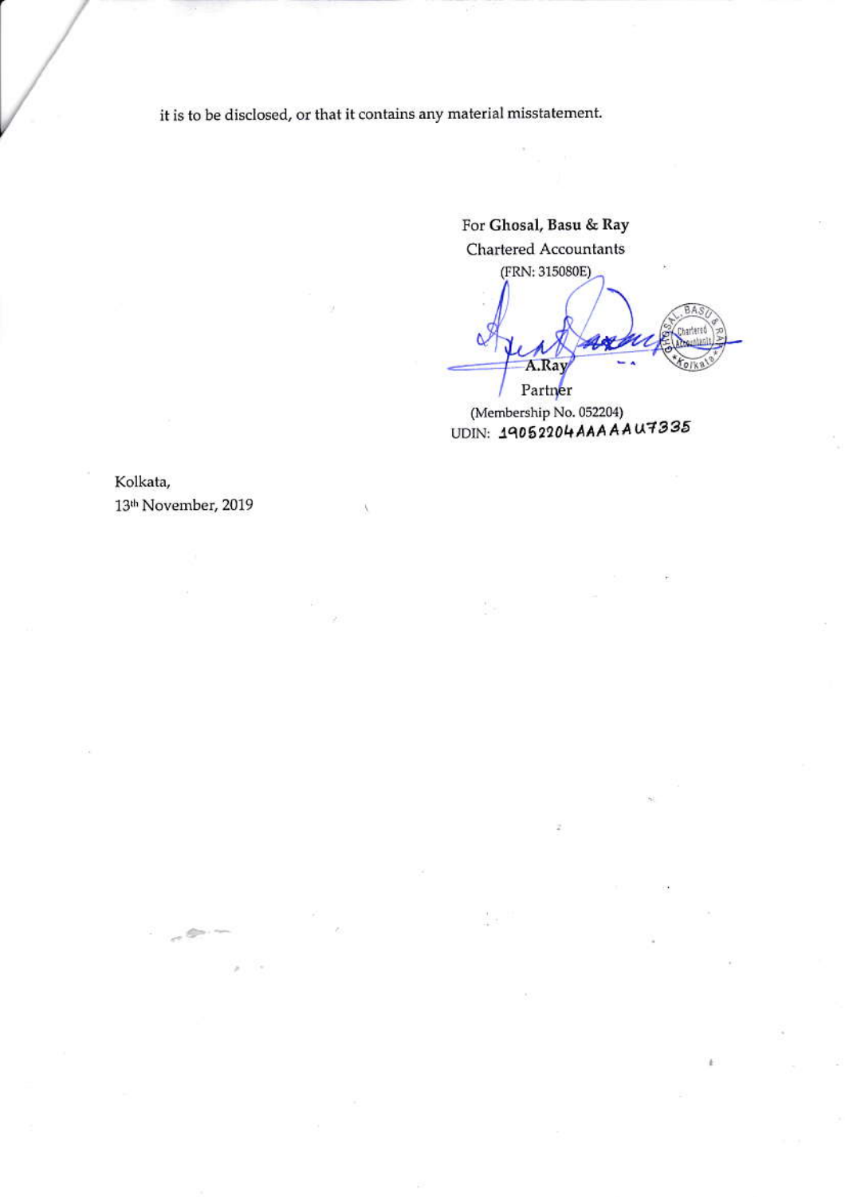it is to be disclosed, or that it contains any material misstatement.

For **Ghosal, Basu & Ray**
Chartered Accountants
(FRN: 315080E)

A.Ray
Partner
(Membership No. 052204)
UDIN: 19052204AAAAAAU7335

Kolkata,
13th November, 2019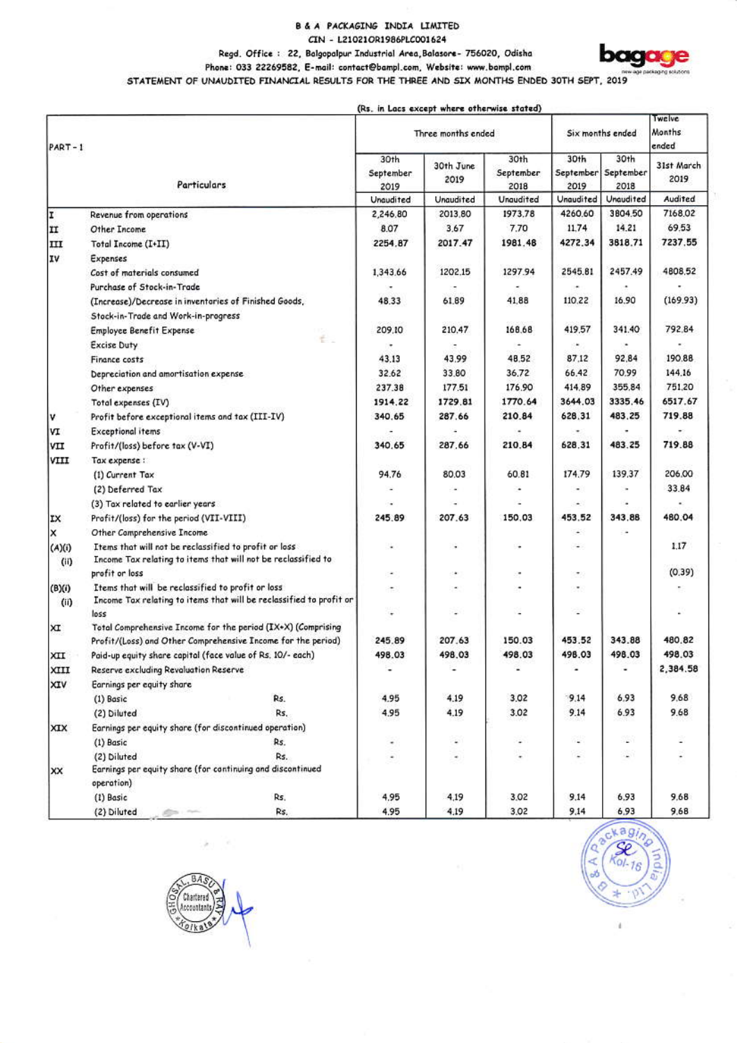# B & A PACKAGING INDIA LIMITED

CIN - L21021OR1986PLC001624

Regd. Office : 22, Balgopalpur Industrial Area,Balasore- 756020, Odisha

Phone: 033 22269582, E-mail: contact@bampl.com, Website: www.bampl.com

## STATEMENT OF UNAUDITED FINANCIAL RESULTS FOR THE THREE AND SIX MONTHS ENDED 30TH SEPT, 2019

(Rs. in Lacs except where otherwise stated)

| PART - 1 | | Three months ended | | | Six months ended | | Twelve Months ended |
|---|---|---|---|---|---|---|---|
| | Particulars | 30th September 2019 | 30th June 2019 | 30th September 2018 | 30th September 2019 | 30th September 2018 | 31st March 2019 |
| | | Unaudited | Unaudited | Unaudited | Unaudited | Unaudited | Audited |
| I | Revenue from operations | 2,246.80 | 2013.80 | 1973.78 | 4260.60 | 3804.50 | 7168.02 |
| II | Other Income | 8.07 | 3.67 | 7.70 | 11.74 | 14.21 | 69.53 |
| III | Total Income (I+II) | 2254.87 | 2017.47 | 1981.48 | 4272.34 | 3818.71 | 7237.55 |
| IV | Expenses | | | | | | |
| | Cost of materials consumed | 1,343.66 | 1202.15 | 1297.94 | 2545.81 | 2457.49 | 4808.52 |
| | Purchase of Stock-in-Trade | - | - | - | - | - | - |
| | (Increase)/Decrease in inventories of Finished Goods, Stock-in-Trade and Work-in-progress | 48.33 | 61.89 | 41.88 | 110.22 | 16.90 | (169.93) |
| | Employee Benefit Expense | 209.10 | 210.47 | 168.68 | 419.57 | 341.40 | 792.84 |
| | Excise Duty | - | - | - | - | - | - |
| | Finance costs | 43.13 | 43.99 | 48.52 | 87.12 | 92.84 | 190.88 |
| | Depreciation and amortisation expense | 32.62 | 33.80 | 36.72 | 66.42 | 70.99 | 144.16 |
| | Other expenses | 237.38 | 177.51 | 176.90 | 414.89 | 355.84 | 751.20 |
| | Total expenses (IV) | 1914.22 | 1729.81 | 1770.64 | 3644.03 | 3335.46 | 6517.67 |
| V | Profit before exceptional items and tax (III-IV) | 340.65 | 287.66 | 210.84 | 628.31 | 483.25 | 719.88 |
| VI | Exceptional items | - | - | - | - | - | - |
| VII | Profit/(loss) before tax (V-VI) | 340.65 | 287.66 | 210.84 | 628.31 | 483.25 | 719.88 |
| VIII | Tax expense : | | | | | | |
| | (1) Current Tax | 94.76 | 80.03 | 60.81 | 174.79 | 139.37 | 206.00 |
| | (2) Deferred Tax | - | - | - | - | - | 33.84 |
| | (3) Tax related to earlier years | - | - | - | - | - | - |
| IX | Profit/(loss) for the period (VII-VIII) | 245.89 | 207.63 | 150.03 | 453.52 | 343.88 | 480.04 |
| X | Other Comprehensive Income | | | | - | - | |
| (A)(i) | Items that will not be reclassified to profit or loss | - | - | - | - | | 1.17 |
| (ii) | Income Tax relating to items that will not be reclassified to profit or loss | - | - | - | - | | (0.39) |
| (B)(i) | Items that will be reclassified to profit or loss | - | - | - | - | | - |
| (ii) | Income Tax relating to items that will be reclassified to profit or loss | - | - | - | - | | - |
| XI | Total Comprehensive Income for the period (IX+X) (Comprising Profit/(Loss) and Other Comprehensive Income for the period) | 245.89 | 207.63 | 150.03 | 453.52 | 343.88 | 480.82 |
| XII | Paid-up equity share capital (face value of Rs. 10/- each) | 498.03 | 498.03 | 498.03 | 498.03 | 498.03 | 498.03 |
| XIII | Reserve excluding Revaluation Reserve | - | - | - | - | - | 2,384.58 |
| XIV | Earnings per equity share | | | | | | |
| | (1) Basic Rs. | 4.95 | 4.19 | 3.02 | 9.14 | 6.93 | 9.68 |
| | (2) Diluted Rs. | 4.95 | 4.19 | 3.02 | 9.14 | 6.93 | 9.68 |
| XIX | Earnings per equity share (for discontinued operation) | | | | | | |
| | (1) Basic Rs. | - | - | - | - | - | - |
| | (2) Diluted Rs. | - | - | - | - | - | - |
| XX | Earnings per equity share (for continuing and discontinued operation) | | | | | | |
| | (1) Basic Rs. | 4.95 | 4.19 | 3.02 | 9.14 | 6.93 | 9.68 |
| | (2) Diluted Rs. | 4.95 | 4.19 | 3.02 | 9.14 | 6.93 | 9.68 |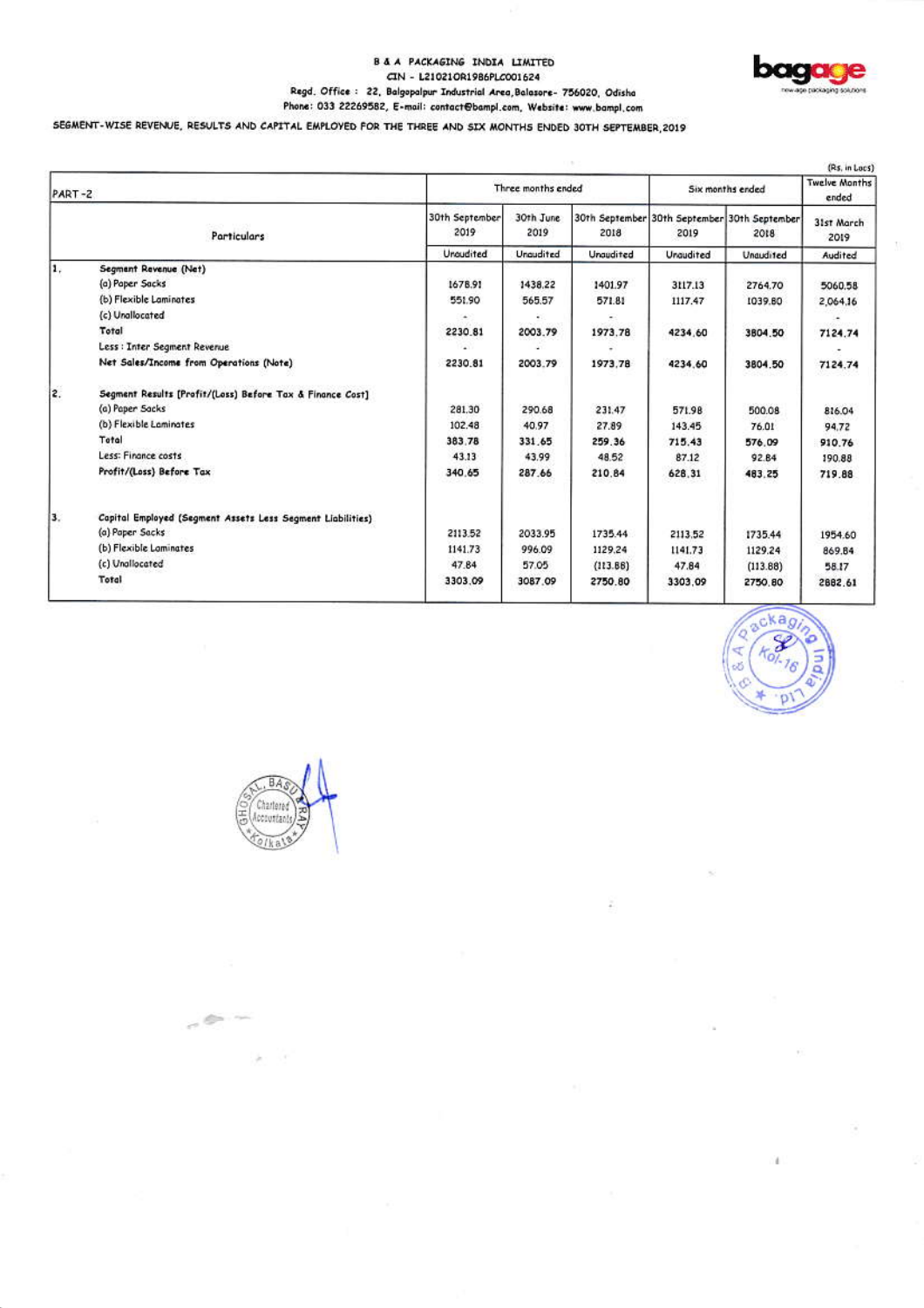**B & A PACKAGING INDIA LIMITED**
CIN - L21021OR1986PLC001624
Regd. Office : 22, Balgopalpur Industrial Area, Balasore- 756020, Odisha
Phone: 033 22269582, E-mail: contact@bampl.com, Website: www.bampl.com

**SEGMENT-WISE REVENUE, RESULTS AND CAPITAL EMPLOYED FOR THE THREE AND SIX MONTHS ENDED 30TH SEPTEMBER, 2019**

(Rs. in Lacs)

| PART -2 | | Three months ended | | | Six months ended | | Twelve Months ended |
|---|---|---|---|---|---|---|---|
| | Particulars | 30th September 2019 | 30th June 2019 | 30th September 2018 | 30th September 2019 | 30th September 2018 | 31st March 2019 |
| | | Unaudited | Unaudited | Unaudited | Unaudited | Unaudited | Audited |
| 1. | **Segment Revenue (Net)** | | | | | | |
| | (a) Paper Sacks | 1678.91 | 1438.22 | 1401.97 | 3117.13 | 2764.70 | 5060.58 |
| | (b) Flexible Laminates | 551.90 | 565.57 | 571.81 | 1117.47 | 1039.80 | 2,064.16 |
| | (c) Unallocated | - | - | - | | | - |
| | Total | 2230.81 | 2003.79 | 1973.78 | 4234.60 | 3804.50 | 7124.74 |
| | Less : Inter Segment Revenue | - | - | - | | | - |
| | Net Sales/Income from Operations (Note) | 2230.81 | 2003.79 | 1973.78 | 4234.60 | 3804.50 | 7124.74 |
| 2. | **Segment Results [Profit/(Loss) Before Tax & Finance Cost]** | | | | | | |
| | (a) Paper Sacks | 281.30 | 290.68 | 231.47 | 571.98 | 500.08 | 816.04 |
| | (b) Flexible Laminates | 102.48 | 40.97 | 27.89 | 143.45 | 76.01 | 94.72 |
| | Total | 383.78 | 331.65 | 259.36 | 715.43 | 576.09 | 910.76 |
| | Less: Finance costs | 43.13 | 43.99 | 48.52 | 87.12 | 92.84 | 190.88 |
| | Profit/(Loss) Before Tax | 340.65 | 287.66 | 210.84 | 628.31 | 483.25 | 719.88 |
| 3. | **Capital Employed (Segment Assets Less Segment Liabilities)** | | | | | | |
| | (a) Paper Sacks | 2113.52 | 2033.95 | 1735.44 | 2113.52 | 1735.44 | 1954.60 |
| | (b) Flexible Laminates | 1141.73 | 996.09 | 1129.24 | 1141.73 | 1129.24 | 869.84 |
| | (c) Unallocated | 47.84 | 57.05 | (113.88) | 47.84 | (113.88) | 58.17 |
| | Total | 3303.09 | 3087.09 | 2750.80 | 3303.09 | 2750.80 | 2882.61 |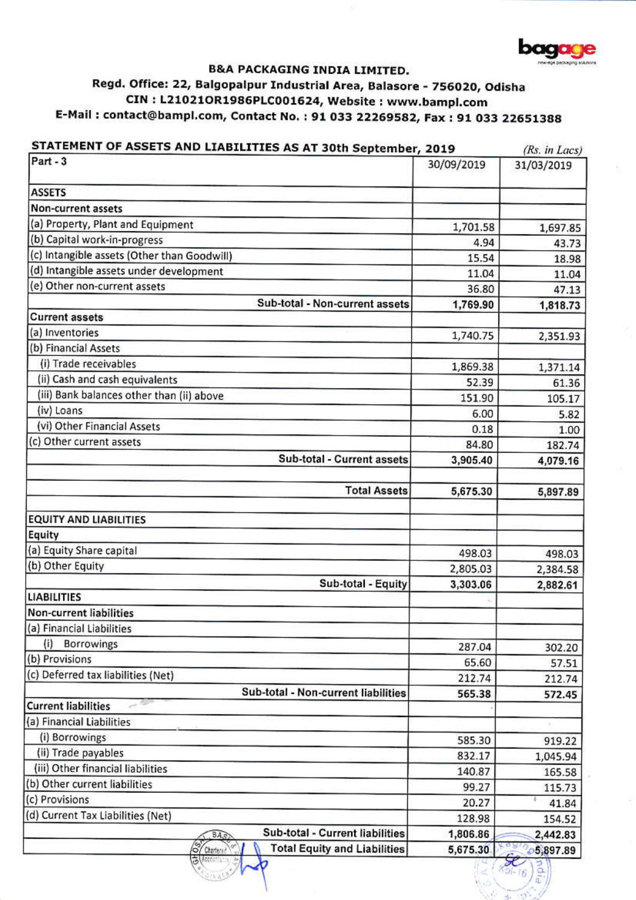bagage

new-age packaging solutions

## B&A PACKAGING INDIA LIMITED.

**Regd. Office: 22, Balgopalpur Industrial Area, Balasore - 756020, Odisha**

**CIN : L21021OR1986PLC001624, Website : www.bampl.com**

**E-Mail : contact@bampl.com, Contact No. : 91 033 22269582, Fax : 91 033 22651388**

### STATEMENT OF ASSETS AND LIABILITIES AS AT 30th September, 2019

*(Rs. in Lacs)*

| Part - 3 | 30/09/2019 | 31/03/2019 |
|---|---|---|
| **ASSETS** | | |
| **Non-current assets** | | |
| (a) Property, Plant and Equipment | 1,701.58 | 1,697.85 |
| (b) Capital work-in-progress | 4.94 | 43.73 |
| (c) Intangible assets (Other than Goodwill) | 15.54 | 18.98 |
| (d) Intangible assets under development | 11.04 | 11.04 |
| (e) Other non-current assets | 36.80 | 47.13 |
| **Sub-total - Non-current assets** | **1,769.90** | **1,818.73** |
| **Current assets** | | |
| (a) Inventories | 1,740.75 | 2,351.93 |
| (b) Financial Assets | | |
| (i) Trade receivables | 1,869.38 | 1,371.14 |
| (ii) Cash and cash equivalents | 52.39 | 61.36 |
| (iii) Bank balances other than (ii) above | 151.90 | 105.17 |
| (iv) Loans | 6.00 | 5.82 |
| (vi) Other Financial Assets | 0.18 | 1.00 |
| (c) Other current assets | 84.80 | 182.74 |
| **Sub-total - Current assets** | **3,905.40** | **4,079.16** |
| | | |
| **Total Assets** | **5,675.30** | **5,897.89** |
| | | |
| **EQUITY AND LIABILITIES** | | |
| **Equity** | | |
| (a) Equity Share capital | 498.03 | 498.03 |
| (b) Other Equity | 2,805.03 | 2,384.58 |
| **Sub-total - Equity** | **3,303.06** | **2,882.61** |
| **LIABILITIES** | | |
| **Non-current liabilities** | | |
| (a) Financial Liabilities | | |
| (i) Borrowings | 287.04 | 302.20 |
| (b) Provisions | 65.60 | 57.51 |
| (c) Deferred tax liabilities (Net) | 212.74 | 212.74 |
| **Sub-total - Non-current liabilities** | **565.38** | **572.45** |
| **Current liabilities** | | |
| (a) Financial Liabilities | | |
| (i) Borrowings | 585.30 | 919.22 |
| (ii) Trade payables | 832.17 | 1,045.94 |
| (iii) Other financial liabilities | 140.87 | 165.58 |
| (b) Other current liabilities | 99.27 | 115.73 |
| (c) Provisions | 20.27 | 41.84 |
| (d) Current Tax Liabilities (Net) | 128.98 | 154.52 |
| **Sub-total - Current liabilities** | **1,806.86** | **2,442.83** |
| **Total Equity and Liabilities** | **5,675.30** | **5,897.89** |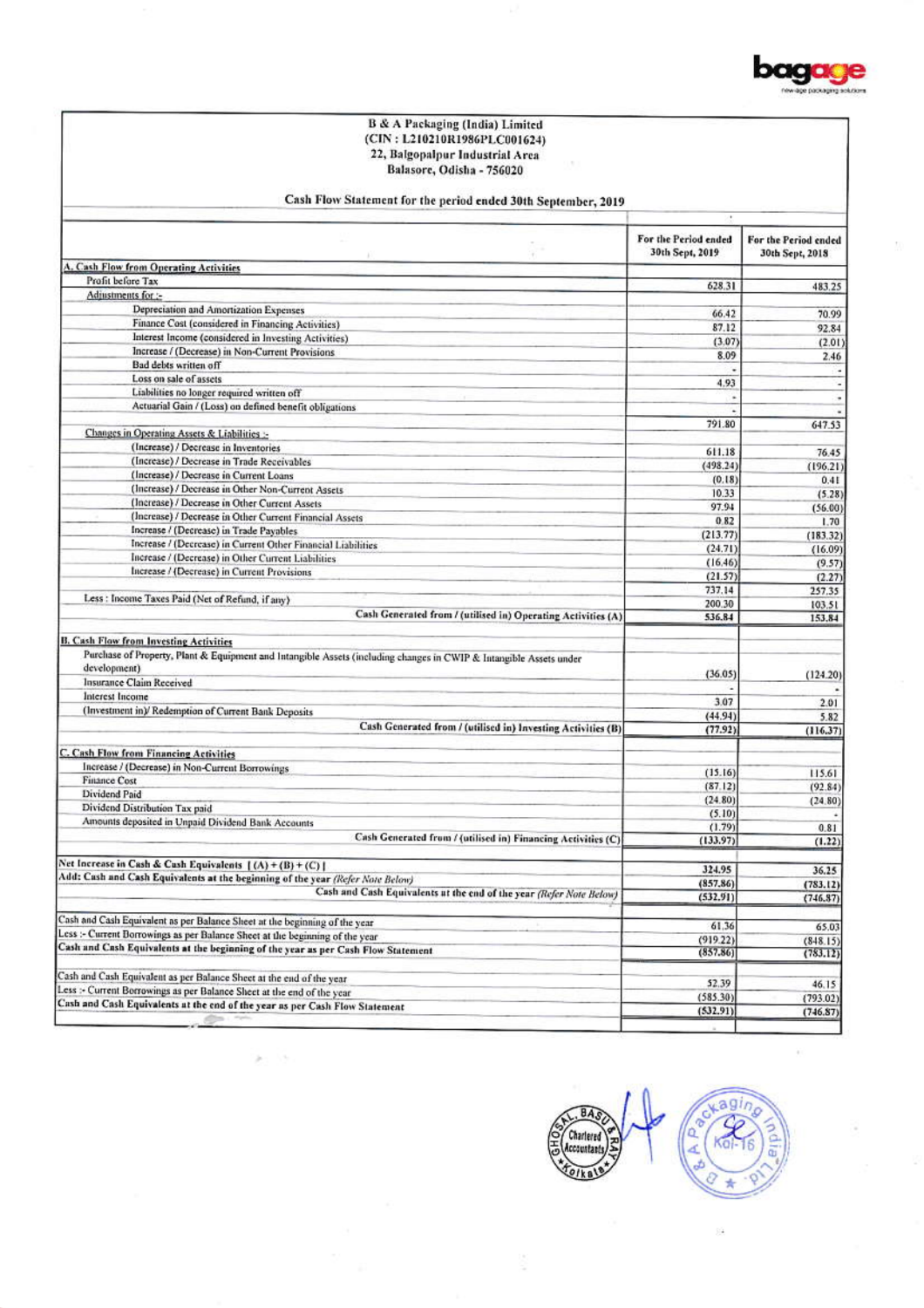B & A Packaging (India) Limited
(CIN : L21021OR1986PLC001624)
22, Balgopalpur Industrial Area
Balasore, Odisha - 756020

## Cash Flow Statement for the period ended 30th September, 2019

| | For the Period ended 30th Sept, 2019 | For the Period ended 30th Sept, 2018 |
|---|---|---|
| **A. Cash Flow from Operating Activities** | | |
| Profit before Tax | 628.31 | 483.25 |
| Adjustments for :- | | |
| Depreciation and Amortization Expenses | 66.42 | 70.99 |
| Finance Cost (considered in Financing Activities) | 87.12 | 92.84 |
| Interest Income (considered in Investing Activities) | (3.07) | (2.01) |
| Increase / (Decrease) in Non-Current Provisions | 8.09 | 2.46 |
| Bad debts written off | - | - |
| Loss on sale of assets | 4.93 | - |
| Liabilities no longer required written off | - | - |
| Actuarial Gain / (Loss) on defined benefit obligations | - | - |
| | 791.80 | 647.53 |
| Changes in Operating Assets & Liabilities :- | | |
| (Increase) / Decrease in Inventories | 611.18 | 76.45 |
| (Increase) / Decrease in Trade Receivables | (498.24) | (196.21) |
| (Increase) / Decrease in Current Loans | (0.18) | 0.41 |
| (Increase) / Decrease in Other Non-Current Assets | 10.33 | (5.28) |
| (Increase) / Decrease in Other Current Assets | 97.94 | (56.00) |
| (Increase) / Decrease in Other Current Financial Assets | 0.82 | 1.70 |
| Increase / (Decrease) in Trade Payables | (213.77) | (183.32) |
| Increase / (Decrease) in Current Other Financial Liabilities | (24.71) | (16.09) |
| Increase / (Decrease) in Other Current Liabilities | (16.46) | (9.57) |
| Increase / (Decrease) in Current Provisions | (21.57) | (2.27) |
| | 737.14 | 257.35 |
| Less : Income Taxes Paid (Net of Refund, if any) | 200.30 | 103.51 |
| Cash Generated from / (utilised in) Operating Activities (A) | 536.84 | 153.84 |
| **B. Cash Flow from Investing Activities** | | |
| Purchase of Property, Plant & Equipment and Intangible Assets (including changes in CWIP & Intangible Assets under development) | (36.05) | (124.20) |
| Insurance Claim Received | - | - |
| Interest Income | 3.07 | 2.01 |
| (Investment in)/ Redemption of Current Bank Deposits | (44.94) | 5.82 |
| Cash Generated from / (utilised in) Investing Activities (B) | (77.92) | (116.37) |
| **C. Cash Flow from Financing Activities** | | |
| Increase / (Decrease) in Non-Current Borrowings | (15.16) | 115.61 |
| Finance Cost | (87.12) | (92.84) |
| Dividend Paid | (24.80) | (24.80) |
| Dividend Distribution Tax paid | (5.10) | - |
| Amounts deposited in Unpaid Dividend Bank Accounts | (1.79) | 0.81 |
| Cash Generated from / (utilised in) Financing Activities (C) | (133.97) | (1.22) |
| Net Increase in Cash & Cash Equivalents [ (A) + (B) + (C) ] | 324.95 | 36.25 |
| Add: Cash and Cash Equivalents at the beginning of the year *(Refer Note Below)* | (857.86) | (783.12) |
| Cash and Cash Equivalents at the end of the year *(Refer Note Below)* | (532.91) | (746.87) |
| Cash and Cash Equivalent as per Balance Sheet at the beginning of the year | 61.36 | 65.03 |
| Less :- Current Borrowings as per Balance Sheet at the beginning of the year | (919.22) | (848.15) |
| Cash and Cash Equivalents at the beginning of the year as per Cash Flow Statement | (857.86) | (783.12) |
| Cash and Cash Equivalent as per Balance Sheet at the end of the year | 52.39 | 46.15 |
| Less :- Current Borrowings as per Balance Sheet at the end of the year | (585.30) | (793.02) |
| Cash and Cash Equivalents at the end of the year as per Cash Flow Statement | (532.91) | (746.87) |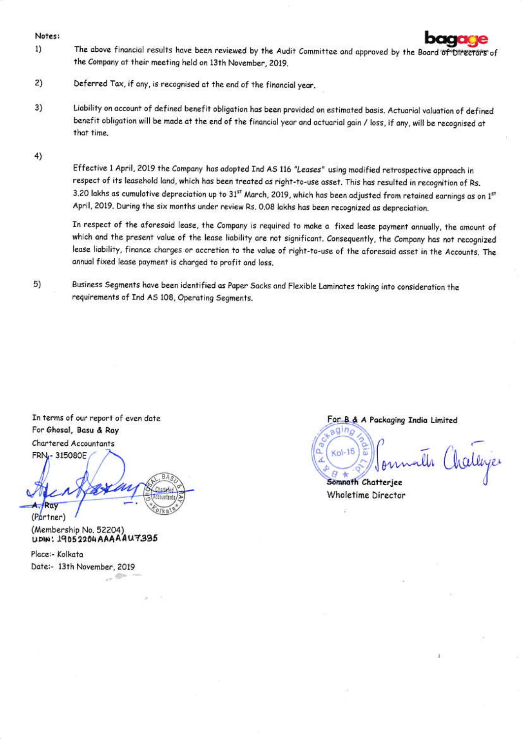**Notes:**

1) The above financial results have been reviewed by the Audit Committee and approved by the Board of Directors of the Company at their meeting held on 13th November, 2019.

2) Deferred Tax, if any, is recognised at the end of the financial year.

3) Liability on account of defined benefit obligation has been provided on estimated basis. Actuarial valuation of defined benefit obligation will be made at the end of the financial year and actuarial gain / loss, if any, will be recognised at that time.

4) Effective 1 April, 2019 the Company has adopted Ind AS 116 *"Leases"* using modified retrospective approach in respect of its leasehold land, which has been treated as right-to-use asset. This has resulted in recognition of Rs. 3.20 lakhs as cumulative depreciation up to 31st March, 2019, which has been adjusted from retained earnings as on 1st April, 2019. During the six months under review Rs. 0.08 lakhs has been recognized as depreciation.

   In respect of the aforesaid lease, the Company is required to make a fixed lease payment annually, the amount of which and the present value of the lease liability are not significant. Consequently, the Company has not recognized lease liability, finance charges or accretion to the value of right-to-use of the aforesaid asset in the Accounts. The annual fixed lease payment is charged to profit and loss.

5) Business Segments have been identified as Paper Sacks and Flexible Laminates taking into consideration the requirements of Ind AS 108, Operating Segments.

In terms of our report of even date
For **Ghosal, Basu & Ray**
Chartered Accountants
FRN - 315080E

A. Ray
(Partner)
(Membership No. 52204)
UDIN: 19052204AAAAAU7335

Place:- Kolkata
Date:- 13th November, 2019

For B & A Packaging India Limited

**Somnath Chatterjee**
Wholetime Director